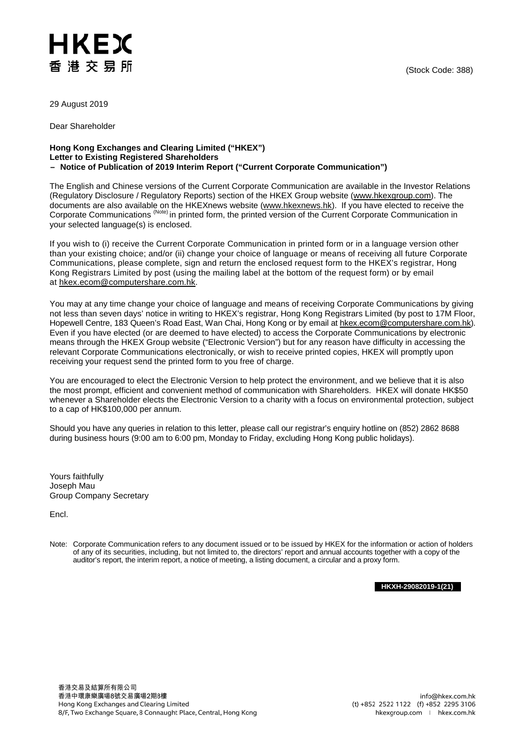HKEX
香港交易所

(Stock Code: 388)

29 August 2019

Dear Shareholder

**Hong Kong Exchanges and Clearing Limited ("HKEX")**
**Letter to Existing Registered Shareholders**
**– Notice of Publication of 2019 Interim Report ("Current Corporate Communication")**

The English and Chinese versions of the Current Corporate Communication are available in the Investor Relations (Regulatory Disclosure / Regulatory Reports) section of the HKEX Group website (www.hkexgroup.com). The documents are also available on the HKEXnews website (www.hkexnews.hk). If you have elected to receive the Corporate Communications (Note) in printed form, the printed version of the Current Corporate Communication in your selected language(s) is enclosed.

If you wish to (i) receive the Current Corporate Communication in printed form or in a language version other than your existing choice; and/or (ii) change your choice of language or means of receiving all future Corporate Communications, please complete, sign and return the enclosed request form to the HKEX's registrar, Hong Kong Registrars Limited by post (using the mailing label at the bottom of the request form) or by email at hkex.ecom@computershare.com.hk.

You may at any time change your choice of language and means of receiving Corporate Communications by giving not less than seven days' notice in writing to HKEX's registrar, Hong Kong Registrars Limited (by post to 17M Floor, Hopewell Centre, 183 Queen's Road East, Wan Chai, Hong Kong or by email at hkex.ecom@computershare.com.hk). Even if you have elected (or are deemed to have elected) to access the Corporate Communications by electronic means through the HKEX Group website ("Electronic Version") but for any reason have difficulty in accessing the relevant Corporate Communications electronically, or wish to receive printed copies, HKEX will promptly upon receiving your request send the printed form to you free of charge.

You are encouraged to elect the Electronic Version to help protect the environment, and we believe that it is also the most prompt, efficient and convenient method of communication with Shareholders. HKEX will donate HK$50 whenever a Shareholder elects the Electronic Version to a charity with a focus on environmental protection, subject to a cap of HK$100,000 per annum.

Should you have any queries in relation to this letter, please call our registrar's enquiry hotline on (852) 2862 8688 during business hours (9:00 am to 6:00 pm, Monday to Friday, excluding Hong Kong public holidays).

Yours faithfully
Joseph Mau
Group Company Secretary

Encl.

Note: Corporate Communication refers to any document issued or to be issued by HKEX for the information or action of holders of any of its securities, including, but not limited to, the directors' report and annual accounts together with a copy of the auditor's report, the interim report, a notice of meeting, a listing document, a circular and a proxy form.

**HKXH-29082019-1(21)**

香港交易及結算所有限公司
香港中環康樂廣場8號交易廣場2期8樓
Hong Kong Exchanges and Clearing Limited
8/F, Two Exchange Square, 8 Connaught Place, Central, Hong Kong

info@hkex.com.hk
(t) +852 2522 1122 (f) +852 2295 3106
hkexgroup.com | hkex.com.hk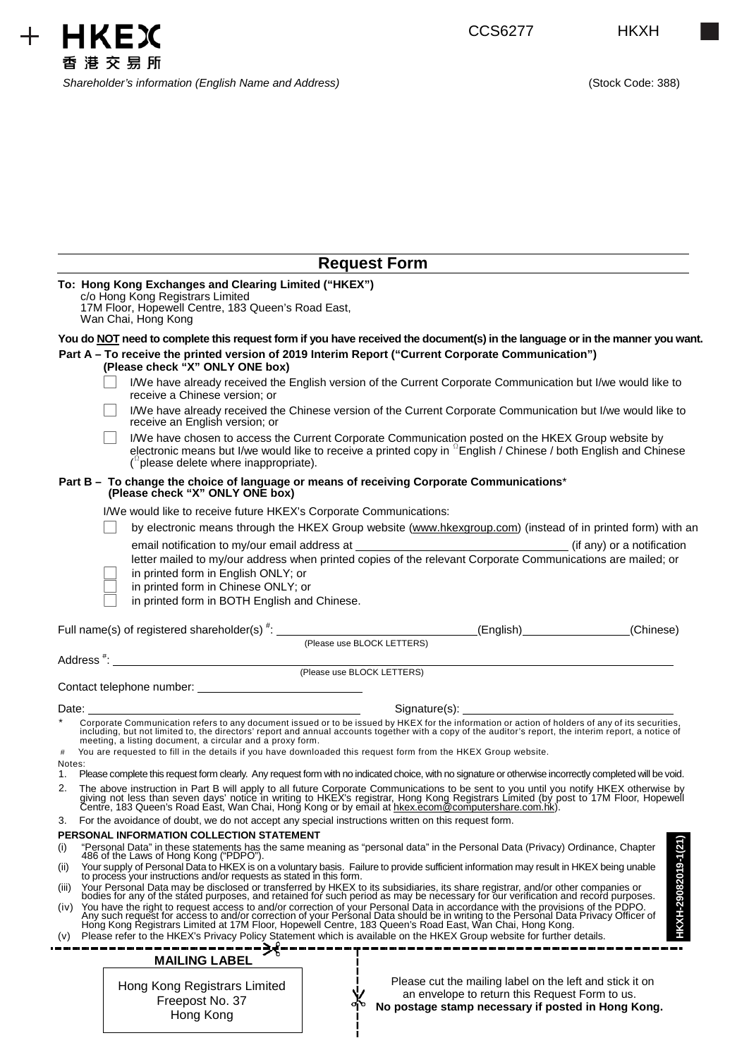HKEX
香港交易所

CCS6277 HKXH

*Shareholder's information (English Name and Address)*

(Stock Code: 388)

## Request Form

**To: Hong Kong Exchanges and Clearing Limited ("HKEX")**
c/o Hong Kong Registrars Limited
17M Floor, Hopewell Centre, 183 Queen's Road East,
Wan Chai, Hong Kong

**You do NOT need to complete this request form if you have received the document(s) in the language or in the manner you want.**

**Part A – To receive the printed version of 2019 Interim Report ("Current Corporate Communication") (Please check "X" ONLY ONE box)**

- ☐ I/We have already received the English version of the Current Corporate Communication but I/we would like to receive a Chinese version; or
- ☐ I/We have already received the Chinese version of the Current Corporate Communication but I/we would like to receive an English version; or
- ☐ I/We have chosen to access the Current Corporate Communication posted on the HKEX Group website by electronic means but I/we would like to receive a printed copy in ^Ω^English / Chinese / both English and Chinese (^Ω^please delete where inappropriate).

**Part B – To change the choice of language or means of receiving Corporate Communications\* (Please check "X" ONLY ONE box)**

I/We would like to receive future HKEX's Corporate Communications:

- ☐ by electronic means through the HKEX Group website (www.hkexgroup.com) (instead of in printed form) with an email notification to my/our email address at ______________________ (if any) or a notification letter mailed to my/our address when printed copies of the relevant Corporate Communications are mailed; or
- ☐ in printed form in English ONLY; or
- ☐ in printed form in Chinese ONLY; or
- ☐ in printed form in BOTH English and Chinese.

Full name(s) of registered shareholder(s) #: ______________________(English) ______________(Chinese)
(Please use BLOCK LETTERS)

Address #: ____________________________________________
(Please use BLOCK LETTERS)

Contact telephone number: ______________________

Date: ______________________ Signature(s): ______________________

\* Corporate Communication refers to any document issued or to be issued by HKEX for the information or action of holders of any of its securities, including, but not limited to, the directors' report and annual accounts together with a copy of the auditor's report, the interim report, a notice of meeting, a listing document, a circular and a proxy form.

# You are requested to fill in the details if you have downloaded this request form from the HKEX Group website.

Notes:

1. Please complete this request form clearly. Any request form with no indicated choice, with no signature or otherwise incorrectly completed will be void.
2. The above instruction in Part B will apply to all future Corporate Communications to be sent to you until you notify HKEX otherwise by giving not less than seven days' notice in writing to HKEX's registrar, Hong Kong Registrars Limited (by post to 17M Floor, Hopewell Centre, 183 Queen's Road East, Wan Chai, Hong Kong or by email at hkex.ecom@computershare.com.hk).
3. For the avoidance of doubt, we do not accept any special instructions written on this request form.

**PERSONAL INFORMATION COLLECTION STATEMENT**

(i) "Personal Data" in these statements has the same meaning as "personal data" in the Personal Data (Privacy) Ordinance, Chapter 486 of the Laws of Hong Kong ("PDPO").

(ii) Your supply of Personal Data to HKEX is on a voluntary basis. Failure to provide sufficient information may result in HKEX being unable to process your instructions and/or requests as stated in this form.

(iii) Your Personal Data may be disclosed or transferred by HKEX to its subsidiaries, its share registrar, and/or other companies or bodies for any of the stated purposes, and retained for such period as may be necessary for our verification and record purposes.

(iv) You have the right to request access to and/or correction of your Personal Data in accordance with the provisions of the PDPO. Any such request for access to and/or correction of your Personal Data should be in writing to the Personal Data Privacy Officer of Hong Kong Registrars Limited at 17M Floor, Hopewell Centre, 183 Queen's Road East, Wan Chai, Hong Kong.

(v) Please refer to the HKEX's Privacy Policy Statement which is available on the HKEX Group website for further details.

HKXH-29082019-1(21)

**MAILING LABEL**

Hong Kong Registrars Limited
Freepost No. 37
Hong Kong

Please cut the mailing label on the left and stick it on an envelope to return this Request Form to us.
**No postage stamp necessary if posted in Hong Kong.**